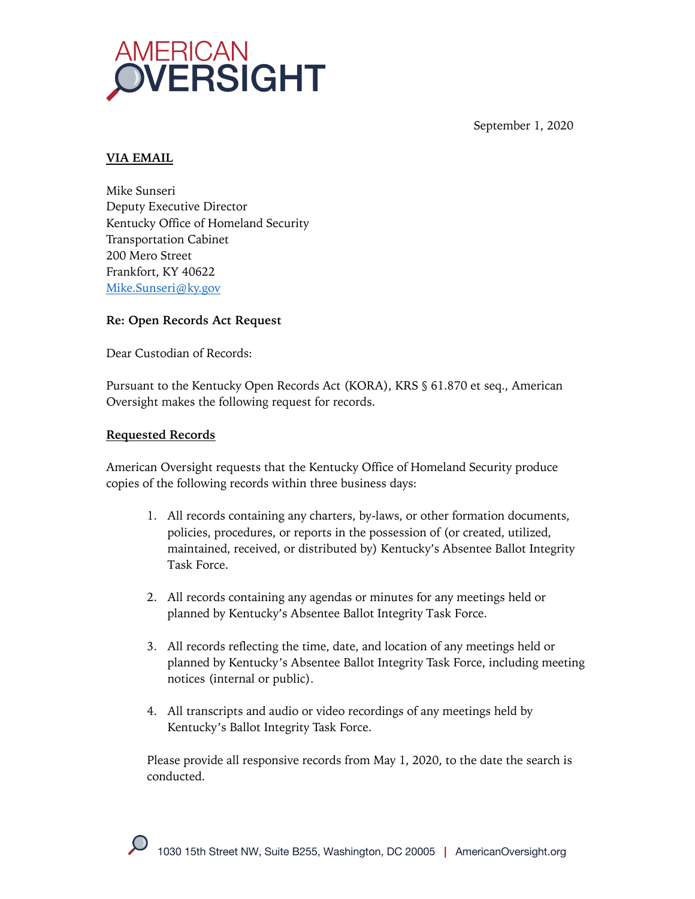AMERICAN OVERSIGHT

September 1, 2020

**VIA EMAIL**

Mike Sunseri
Deputy Executive Director
Kentucky Office of Homeland Security
Transportation Cabinet
200 Mero Street
Frankfort, KY 40622
Mike.Sunseri@ky.gov

**Re: Open Records Act Request**

Dear Custodian of Records:

Pursuant to the Kentucky Open Records Act (KORA), KRS § 61.870 et seq., American Oversight makes the following request for records.

**Requested Records**

American Oversight requests that the Kentucky Office of Homeland Security produce copies of the following records within three business days:

1. All records containing any charters, by-laws, or other formation documents, policies, procedures, or reports in the possession of (or created, utilized, maintained, received, or distributed by) Kentucky's Absentee Ballot Integrity Task Force.

2. All records containing any agendas or minutes for any meetings held or planned by Kentucky's Absentee Ballot Integrity Task Force.

3. All records reflecting the time, date, and location of any meetings held or planned by Kentucky's Absentee Ballot Integrity Task Force, including meeting notices (internal or public).

4. All transcripts and audio or video recordings of any meetings held by Kentucky's Ballot Integrity Task Force.

Please provide all responsive records from May 1, 2020, to the date the search is conducted.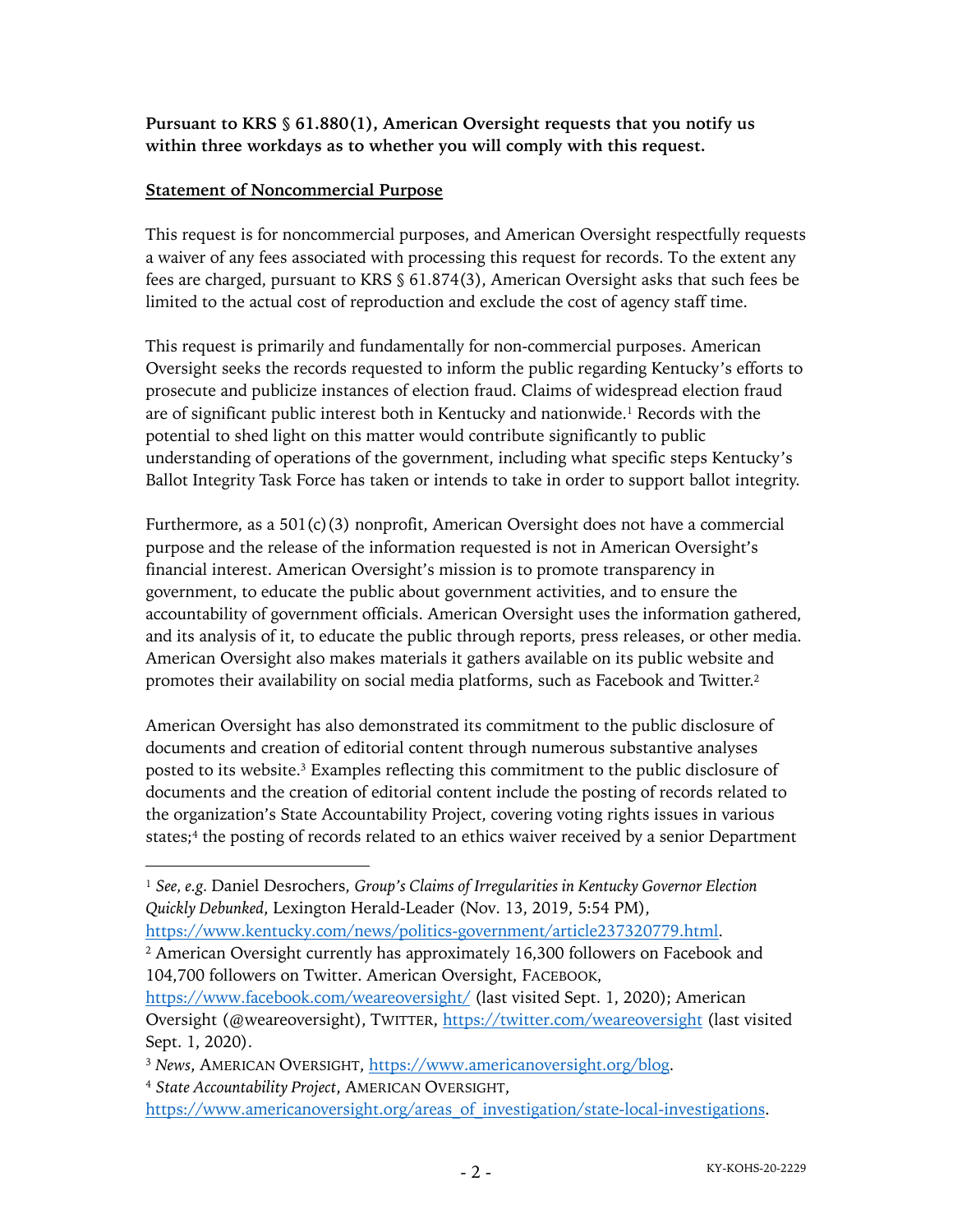**Pursuant to KRS § 61.880(1), American Oversight requests that you notify us within three workdays as to whether you will comply with this request.**

**Statement of Noncommercial Purpose**

This request is for noncommercial purposes, and American Oversight respectfully requests a waiver of any fees associated with processing this request for records. To the extent any fees are charged, pursuant to KRS § 61.874(3), American Oversight asks that such fees be limited to the actual cost of reproduction and exclude the cost of agency staff time.

This request is primarily and fundamentally for non-commercial purposes. American Oversight seeks the records requested to inform the public regarding Kentucky's efforts to prosecute and publicize instances of election fraud. Claims of widespread election fraud are of significant public interest both in Kentucky and nationwide.[1] Records with the potential to shed light on this matter would contribute significantly to public understanding of operations of the government, including what specific steps Kentucky's Ballot Integrity Task Force has taken or intends to take in order to support ballot integrity.

Furthermore, as a 501(c)(3) nonprofit, American Oversight does not have a commercial purpose and the release of the information requested is not in American Oversight's financial interest. American Oversight's mission is to promote transparency in government, to educate the public about government activities, and to ensure the accountability of government officials. American Oversight uses the information gathered, and its analysis of it, to educate the public through reports, press releases, or other media. American Oversight also makes materials it gathers available on its public website and promotes their availability on social media platforms, such as Facebook and Twitter.[2]

American Oversight has also demonstrated its commitment to the public disclosure of documents and creation of editorial content through numerous substantive analyses posted to its website.[3] Examples reflecting this commitment to the public disclosure of documents and the creation of editorial content include the posting of records related to the organization's State Accountability Project, covering voting rights issues in various states;[4] the posting of records related to an ethics waiver received by a senior Department

---

[1] *See, e.g.* Daniel Desrochers, *Group's Claims of Irregularities in Kentucky Governor Election Quickly Debunked*, Lexington Herald-Leader (Nov. 13, 2019, 5:54 PM), https://www.kentucky.com/news/politics-government/article237320779.html.

[2] American Oversight currently has approximately 16,300 followers on Facebook and 104,700 followers on Twitter. American Oversight, FACEBOOK, https://www.facebook.com/weareoversight/ (last visited Sept. 1, 2020); American Oversight (@weareoversight), TWITTER, https://twitter.com/weareoversight (last visited Sept. 1, 2020).

[3] *News*, AMERICAN OVERSIGHT, https://www.americanoversight.org/blog.

[4] *State Accountability Project*, AMERICAN OVERSIGHT, https://www.americanoversight.org/areas_of_investigation/state-local-investigations.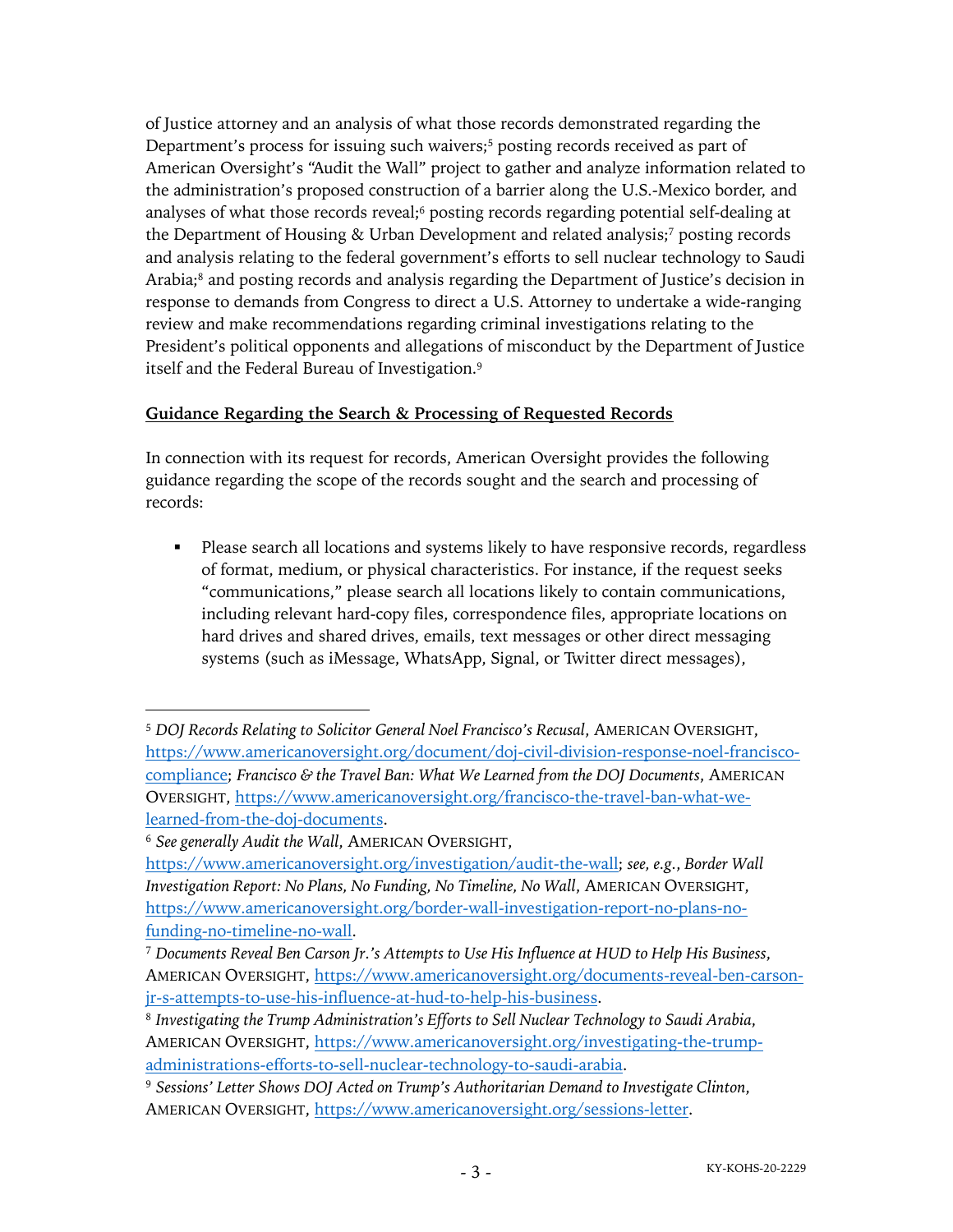of Justice attorney and an analysis of what those records demonstrated regarding the Department's process for issuing such waivers;[5] posting records received as part of American Oversight's "Audit the Wall" project to gather and analyze information related to the administration's proposed construction of a barrier along the U.S.-Mexico border, and analyses of what those records reveal;[6] posting records regarding potential self-dealing at the Department of Housing & Urban Development and related analysis;[7] posting records and analysis relating to the federal government's efforts to sell nuclear technology to Saudi Arabia;[8] and posting records and analysis regarding the Department of Justice's decision in response to demands from Congress to direct a U.S. Attorney to undertake a wide-ranging review and make recommendations regarding criminal investigations relating to the President's political opponents and allegations of misconduct by the Department of Justice itself and the Federal Bureau of Investigation.[9]

## Guidance Regarding the Search & Processing of Requested Records

In connection with its request for records, American Oversight provides the following guidance regarding the scope of the records sought and the search and processing of records:

- Please search all locations and systems likely to have responsive records, regardless of format, medium, or physical characteristics. For instance, if the request seeks "communications," please search all locations likely to contain communications, including relevant hard-copy files, correspondence files, appropriate locations on hard drives and shared drives, emails, text messages or other direct messaging systems (such as iMessage, WhatsApp, Signal, or Twitter direct messages),

---

[5] *DOJ Records Relating to Solicitor General Noel Francisco's Recusal*, AMERICAN OVERSIGHT, https://www.americanoversight.org/document/doj-civil-division-response-noel-francisco-compliance; *Francisco & the Travel Ban: What We Learned from the DOJ Documents*, AMERICAN OVERSIGHT, https://www.americanoversight.org/francisco-the-travel-ban-what-we-learned-from-the-doj-documents.

[6] *See generally Audit the Wall*, AMERICAN OVERSIGHT, https://www.americanoversight.org/investigation/audit-the-wall; *see, e.g.*, *Border Wall Investigation Report: No Plans, No Funding, No Timeline, No Wall*, AMERICAN OVERSIGHT, https://www.americanoversight.org/border-wall-investigation-report-no-plans-no-funding-no-timeline-no-wall.

[7] *Documents Reveal Ben Carson Jr.'s Attempts to Use His Influence at HUD to Help His Business*, AMERICAN OVERSIGHT, https://www.americanoversight.org/documents-reveal-ben-carson-jr-s-attempts-to-use-his-influence-at-hud-to-help-his-business.

[8] *Investigating the Trump Administration's Efforts to Sell Nuclear Technology to Saudi Arabia*, AMERICAN OVERSIGHT, https://www.americanoversight.org/investigating-the-trump-administrations-efforts-to-sell-nuclear-technology-to-saudi-arabia.

[9] *Sessions' Letter Shows DOJ Acted on Trump's Authoritarian Demand to Investigate Clinton*, AMERICAN OVERSIGHT, https://www.americanoversight.org/sessions-letter.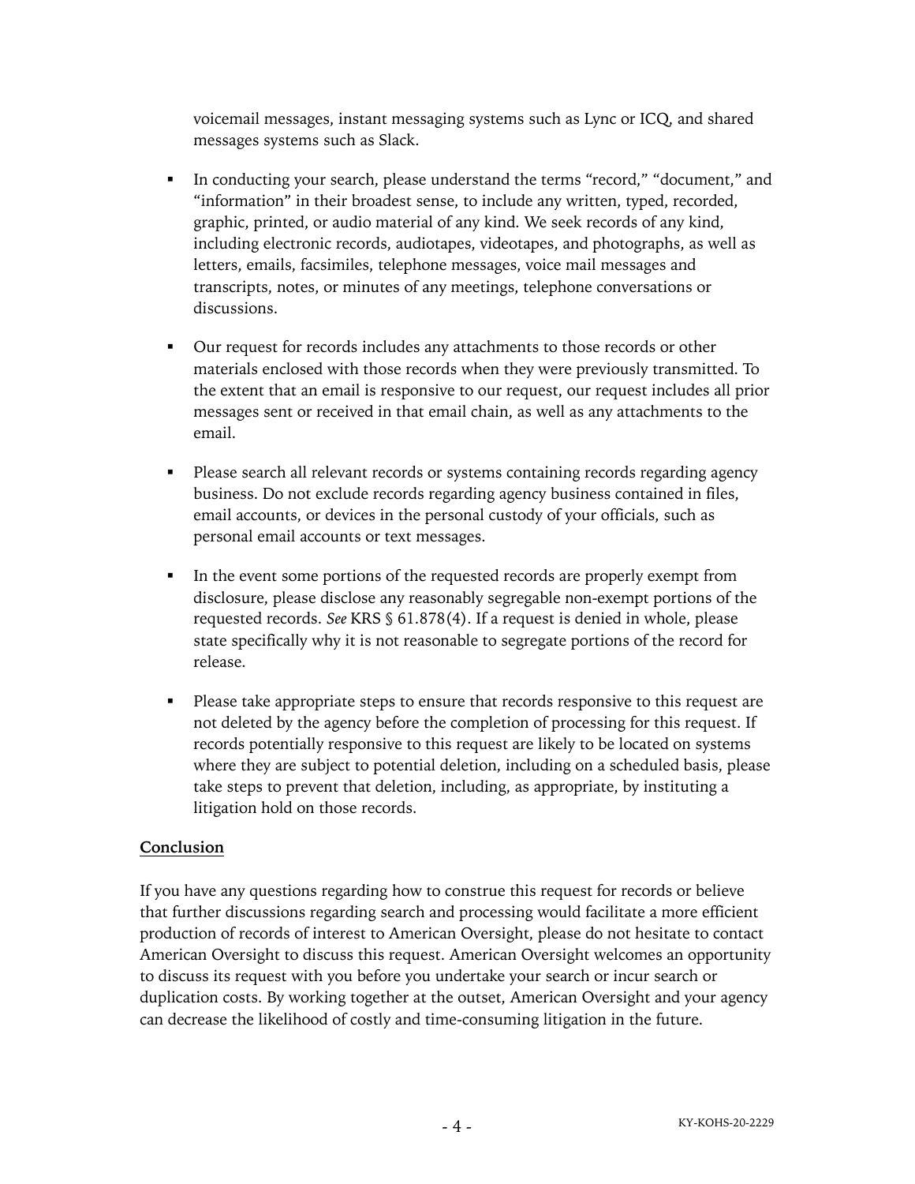voicemail messages, instant messaging systems such as Lync or ICQ, and shared messages systems such as Slack.

- In conducting your search, please understand the terms "record," "document," and "information" in their broadest sense, to include any written, typed, recorded, graphic, printed, or audio material of any kind. We seek records of any kind, including electronic records, audiotapes, videotapes, and photographs, as well as letters, emails, facsimiles, telephone messages, voice mail messages and transcripts, notes, or minutes of any meetings, telephone conversations or discussions.

- Our request for records includes any attachments to those records or other materials enclosed with those records when they were previously transmitted. To the extent that an email is responsive to our request, our request includes all prior messages sent or received in that email chain, as well as any attachments to the email.

- Please search all relevant records or systems containing records regarding agency business. Do not exclude records regarding agency business contained in files, email accounts, or devices in the personal custody of your officials, such as personal email accounts or text messages.

- In the event some portions of the requested records are properly exempt from disclosure, please disclose any reasonably segregable non-exempt portions of the requested records. *See* KRS § 61.878(4). If a request is denied in whole, please state specifically why it is not reasonable to segregate portions of the record for release.

- Please take appropriate steps to ensure that records responsive to this request are not deleted by the agency before the completion of processing for this request. If records potentially responsive to this request are likely to be located on systems where they are subject to potential deletion, including on a scheduled basis, please take steps to prevent that deletion, including, as appropriate, by instituting a litigation hold on those records.

## Conclusion

If you have any questions regarding how to construe this request for records or believe that further discussions regarding search and processing would facilitate a more efficient production of records of interest to American Oversight, please do not hesitate to contact American Oversight to discuss this request. American Oversight welcomes an opportunity to discuss its request with you before you undertake your search or incur search or duplication costs. By working together at the outset, American Oversight and your agency can decrease the likelihood of costly and time-consuming litigation in the future.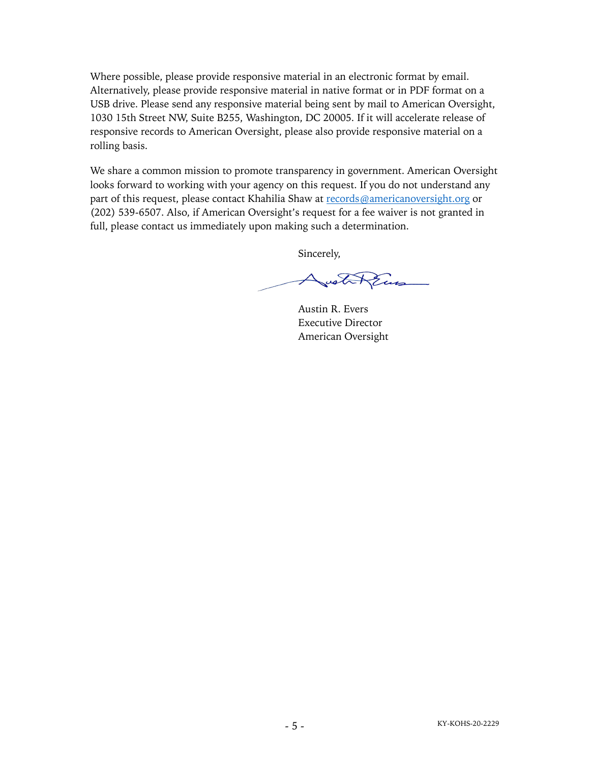Where possible, please provide responsive material in an electronic format by email. Alternatively, please provide responsive material in native format or in PDF format on a USB drive. Please send any responsive material being sent by mail to American Oversight, 1030 15th Street NW, Suite B255, Washington, DC 20005. If it will accelerate release of responsive records to American Oversight, please also provide responsive material on a rolling basis.

We share a common mission to promote transparency in government. American Oversight looks forward to working with your agency on this request. If you do not understand any part of this request, please contact Khahilia Shaw at records@americanoversight.org or (202) 539-6507. Also, if American Oversight's request for a fee waiver is not granted in full, please contact us immediately upon making such a determination.

Sincerely,

Austin R. Evers
Executive Director
American Oversight

KY-KOHS-20-2229